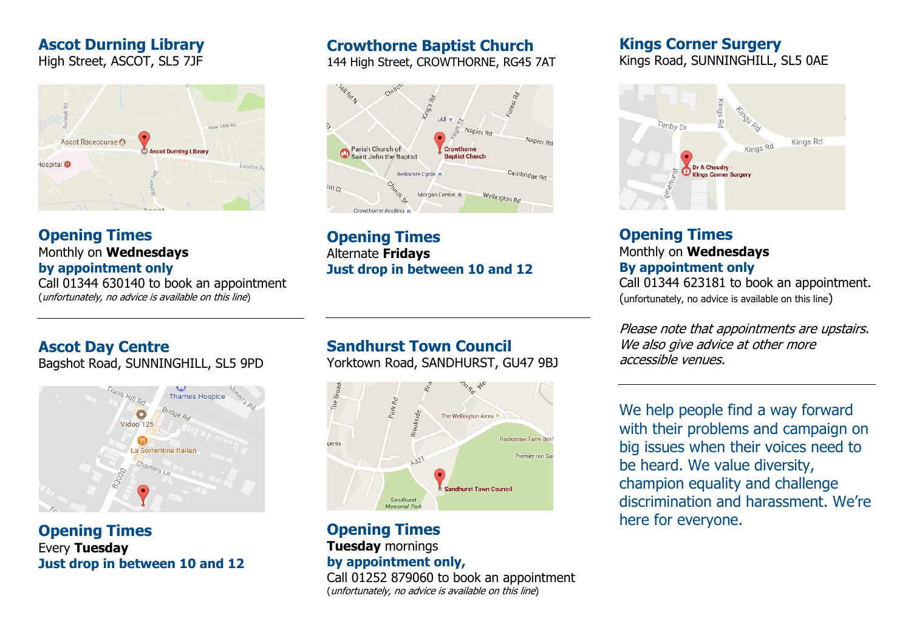## Ascot Durning Library

High Street, ASCOT, SL5 7JF

### Opening Times

Monthly on **Wednesdays**

**by appointment only**

Call 01344 630140 to book an appointment

(*unfortunately, no advice is available on this line*)

---

## Ascot Day Centre

Bagshot Road, SUNNINGHILL, SL5 9PD

### Opening Times

Every **Tuesday**

**Just drop in between 10 and 12**

---

## Crowthorne Baptist Church

144 High Street, CROWTHORNE, RG45 7AT

### Opening Times

Alternate **Fridays**

**Just drop in between 10 and 12**

---

## Sandhurst Town Council

Yorktown Road, SANDHURST, GU47 9BJ

### Opening Times

**Tuesday** mornings

**by appointment only,**

Call 01252 879060 to book an appointment

(*unfortunately, no advice is available on this line*)

---

## Kings Corner Surgery

Kings Road, SUNNINGHILL, SL5 0AE

### Opening Times

Monthly on **Wednesdays**

**By appointment only**

Call 01344 623181 to book an appointment.

(unfortunately, no advice is available on this line)

*Please note that appointments are upstairs. We also give advice at other more accessible venues.*

---

We help people find a way forward with their problems and campaign on big issues when their voices need to be heard. We value diversity, champion equality and challenge discrimination and harassment. We're here for everyone.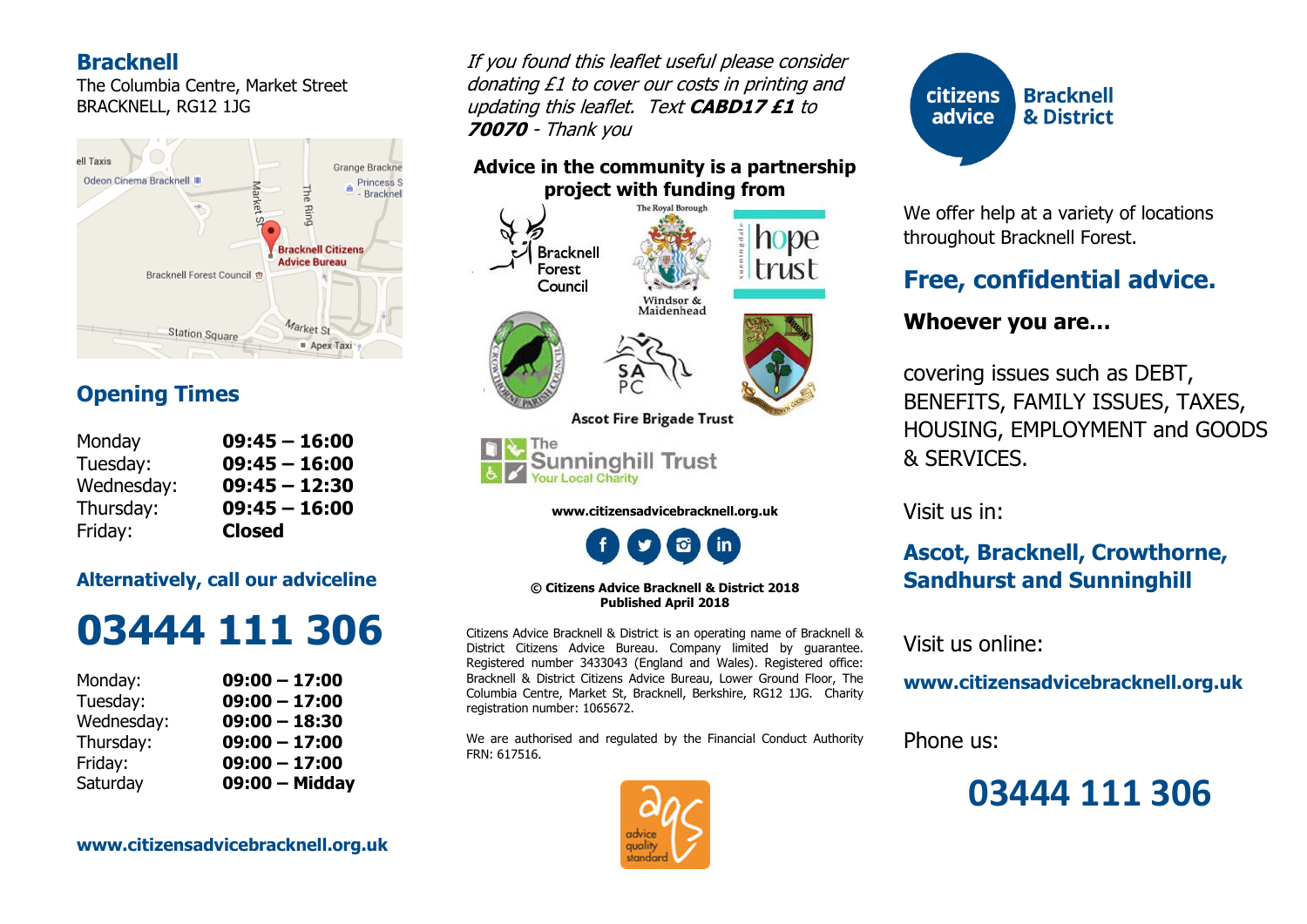## Bracknell

The Columbia Centre, Market Street
BRACKNELL, RG12 1JG

## Opening Times

| | |
|---|---|
| Monday | **09:45 – 16:00** |
| Tuesday: | **09:45 – 16:00** |
| Wednesday: | **09:45 – 12:30** |
| Thursday: | **09:45 – 16:00** |
| Friday: | **Closed** |

### Alternatively, call our adviceline

# 03444 111 306

| | |
|---|---|
| Monday: | **09:00 – 17:00** |
| Tuesday: | **09:00 – 17:00** |
| Wednesday: | **09:00 – 18:30** |
| Thursday: | **09:00 – 17:00** |
| Friday: | **09:00 – 17:00** |
| Saturday | **09:00 – Midday** |

**www.citizensadvicebracknell.org.uk**

*If you found this leaflet useful please consider donating £1 to cover our costs in printing and updating this leaflet. Text **CABD17 £1** to **70070** - Thank you*

**Advice in the community is a partnership project with funding from**

Bracknell Forest Council

The Royal Borough Windsor & Maidenhead

hope trust

Ascot Fire Brigade Trust

The Sunninghill Trust Your Local Charity

**www.citizensadvicebracknell.org.uk**

**© Citizens Advice Bracknell & District 2018**
**Published April 2018**

Citizens Advice Bracknell & District is an operating name of Bracknell & District Citizens Advice Bureau. Company limited by guarantee. Registered number 3433043 (England and Wales). Registered office: Bracknell & District Citizens Advice Bureau, Lower Ground Floor, The Columbia Centre, Market St, Bracknell, Berkshire, RG12 1JG. Charity registration number: 1065672.

We are authorised and regulated by the Financial Conduct Authority FRN: 617516.

advice quality standard

citizens advice **Bracknell & District**

We offer help at a variety of locations throughout Bracknell Forest.

## Free, confidential advice.

**Whoever you are…**

covering issues such as DEBT, BENEFITS, FAMILY ISSUES, TAXES, HOUSING, EMPLOYMENT and GOODS & SERVICES.

Visit us in:

### Ascot, Bracknell, Crowthorne, Sandhurst and Sunninghill

Visit us online:

**www.citizensadvicebracknell.org.uk**

Phone us:

# 03444 111 306